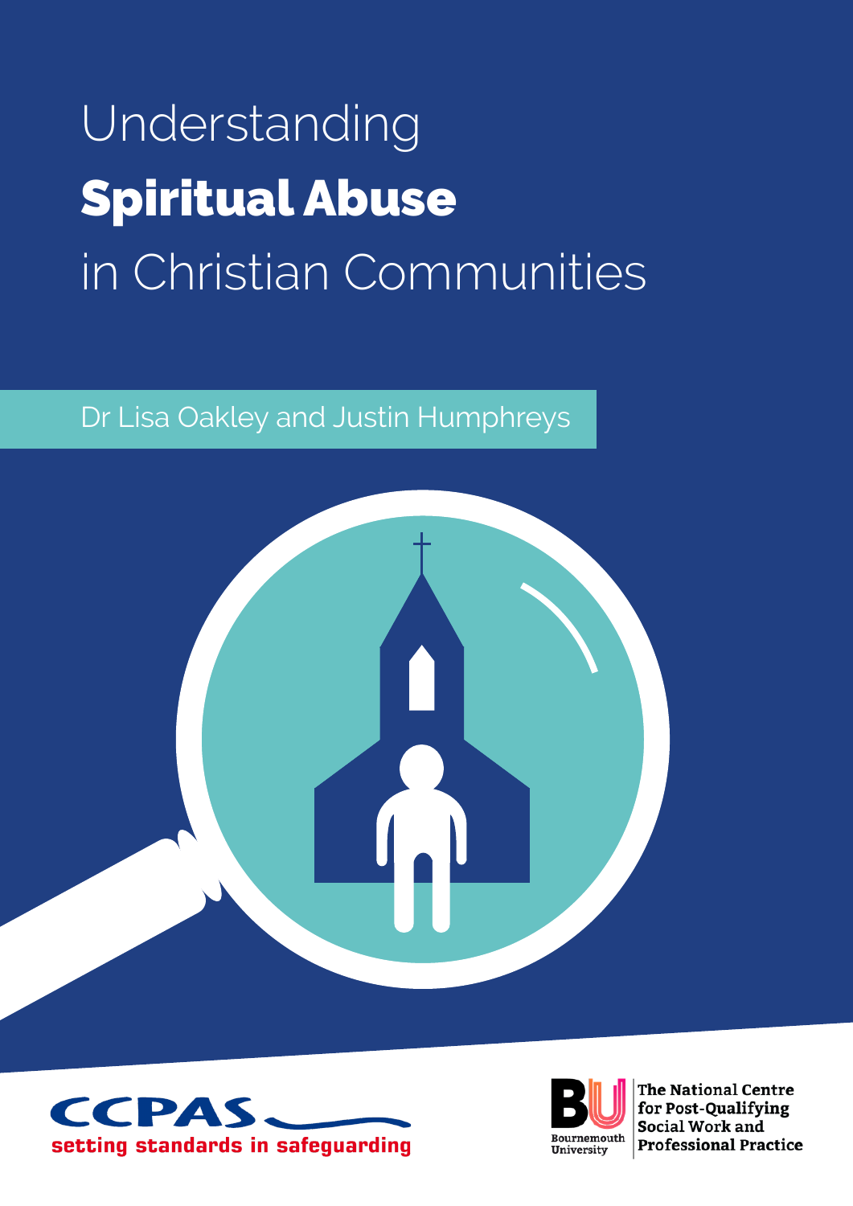# Understanding **Spiritual Abuse** in Christian Communities

Dr Lisa Oakley and Justin Humphreys

CCPAS
setting standards in safeguarding

Bournemouth University

The National Centre for Post-Qualifying Social Work and Professional Practice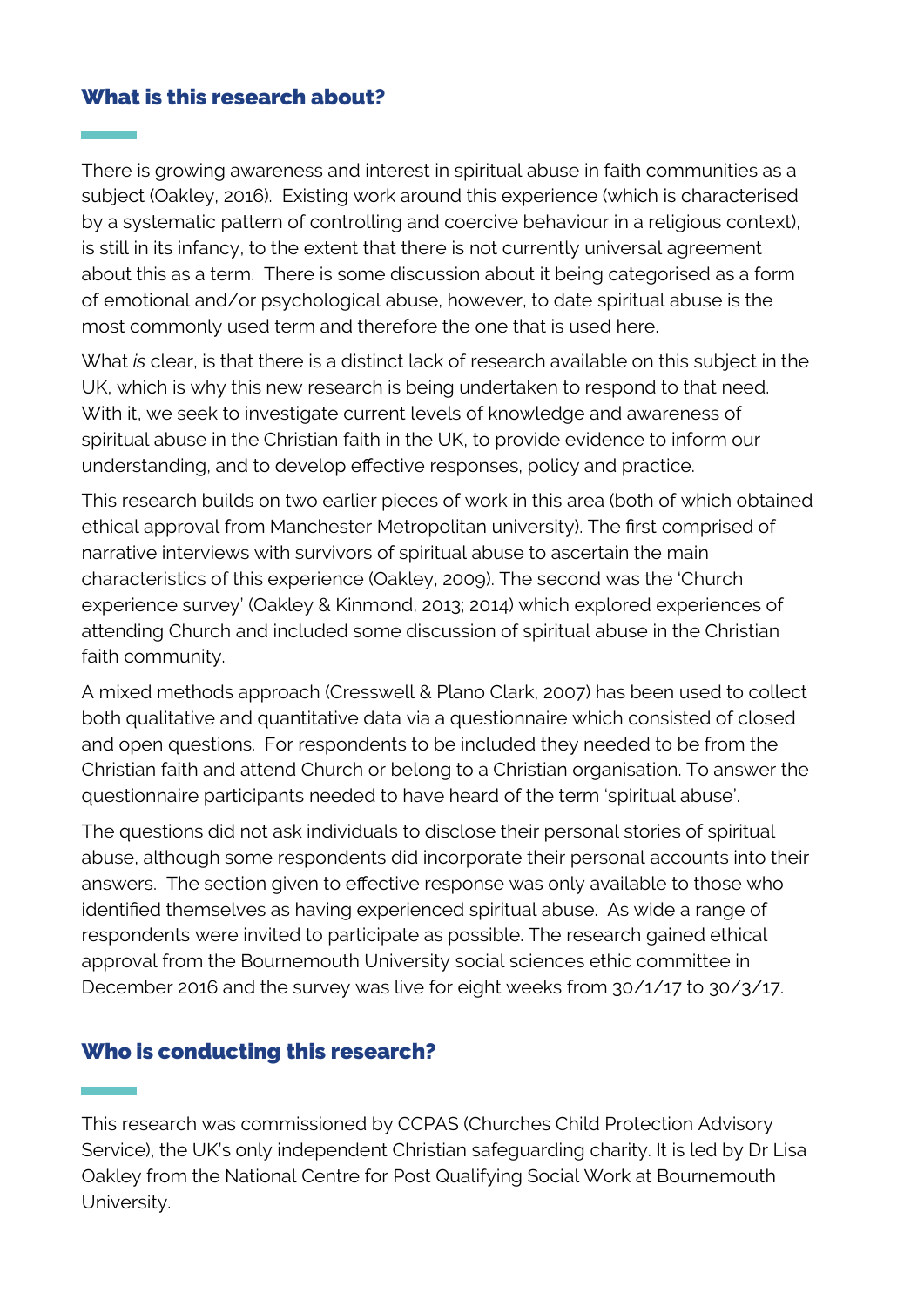## What is this research about?

There is growing awareness and interest in spiritual abuse in faith communities as a subject (Oakley, 2016). Existing work around this experience (which is characterised by a systematic pattern of controlling and coercive behaviour in a religious context), is still in its infancy, to the extent that there is not currently universal agreement about this as a term. There is some discussion about it being categorised as a form of emotional and/or psychological abuse, however, to date spiritual abuse is the most commonly used term and therefore the one that is used here.

What *is* clear, is that there is a distinct lack of research available on this subject in the UK, which is why this new research is being undertaken to respond to that need. With it, we seek to investigate current levels of knowledge and awareness of spiritual abuse in the Christian faith in the UK, to provide evidence to inform our understanding, and to develop effective responses, policy and practice.

This research builds on two earlier pieces of work in this area (both of which obtained ethical approval from Manchester Metropolitan university). The first comprised of narrative interviews with survivors of spiritual abuse to ascertain the main characteristics of this experience (Oakley, 2009). The second was the 'Church experience survey' (Oakley & Kinmond, 2013; 2014) which explored experiences of attending Church and included some discussion of spiritual abuse in the Christian faith community.

A mixed methods approach (Cresswell & Plano Clark, 2007) has been used to collect both qualitative and quantitative data via a questionnaire which consisted of closed and open questions. For respondents to be included they needed to be from the Christian faith and attend Church or belong to a Christian organisation. To answer the questionnaire participants needed to have heard of the term 'spiritual abuse'.

The questions did not ask individuals to disclose their personal stories of spiritual abuse, although some respondents did incorporate their personal accounts into their answers. The section given to effective response was only available to those who identified themselves as having experienced spiritual abuse. As wide a range of respondents were invited to participate as possible. The research gained ethical approval from the Bournemouth University social sciences ethic committee in December 2016 and the survey was live for eight weeks from 30/1/17 to 30/3/17.

## Who is conducting this research?

This research was commissioned by CCPAS (Churches Child Protection Advisory Service), the UK's only independent Christian safeguarding charity. It is led by Dr Lisa Oakley from the National Centre for Post Qualifying Social Work at Bournemouth University.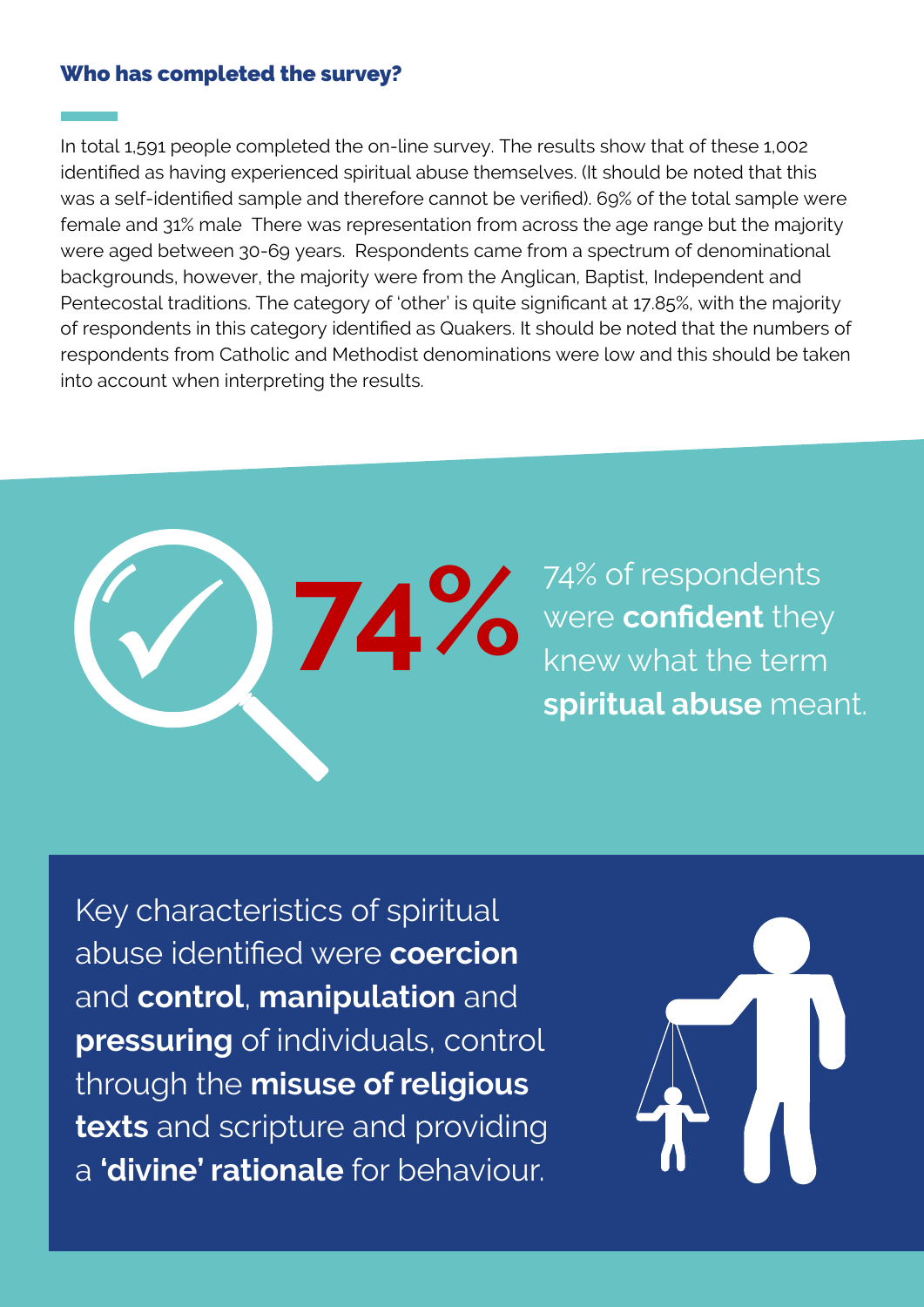## Who has completed the survey?

In total 1,591 people completed the on-line survey. The results show that of these 1,002 identified as having experienced spiritual abuse themselves. (It should be noted that this was a self-identified sample and therefore cannot be verified). 69% of the total sample were female and 31% male  There was representation from across the age range but the majority were aged between 30-69 years.  Respondents came from a spectrum of denominational backgrounds, however, the majority were from the Anglican, Baptist, Independent and Pentecostal traditions. The category of 'other' is quite significant at 17.85%, with the majority of respondents in this category identified as Quakers. It should be noted that the numbers of respondents from Catholic and Methodist denominations were low and this should be taken into account when interpreting the results.

**74%**

74% of respondents were **confident** they knew what the term **spiritual abuse** meant.

Key characteristics of spiritual abuse identified were **coercion** and **control**, **manipulation** and **pressuring** of individuals, control through the **misuse of religious texts** and scripture and providing a **'divine' rationale** for behaviour.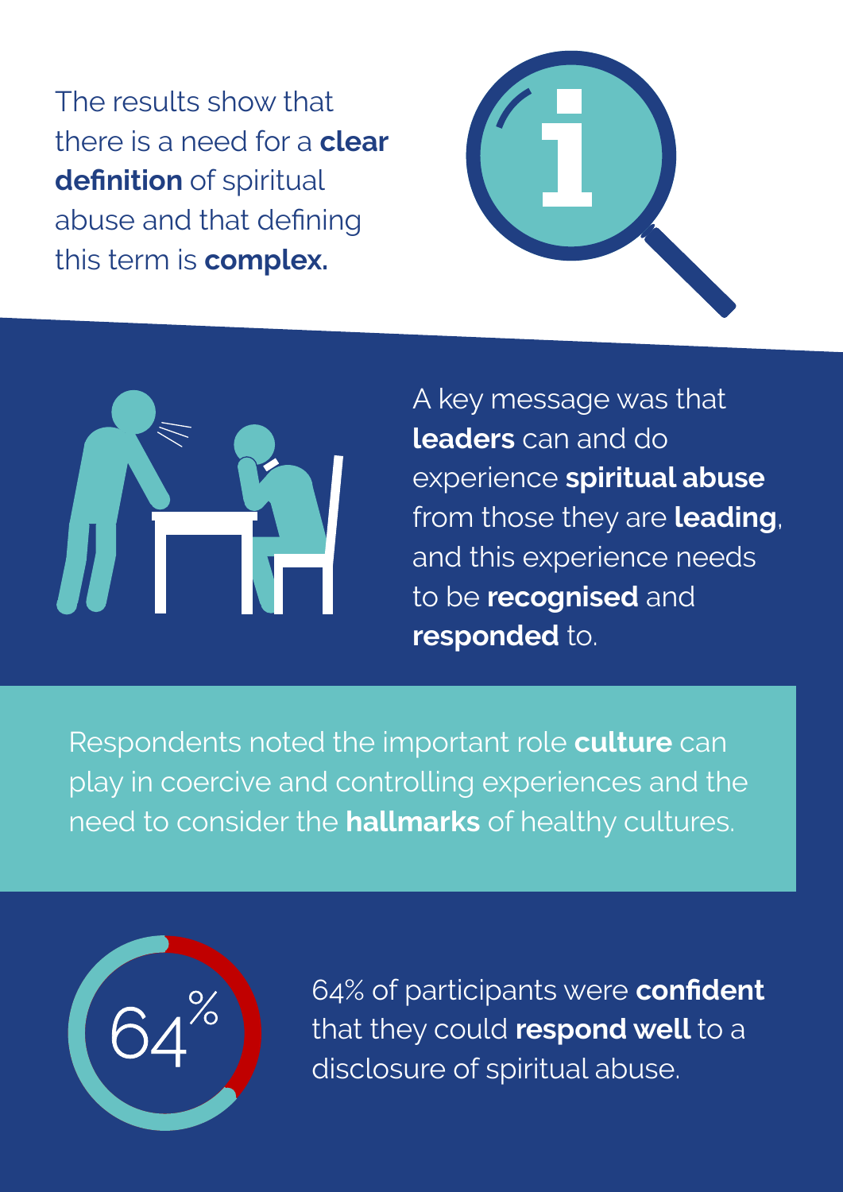The results show that there is a need for a **clear definition** of spiritual abuse and that defining this term is **complex.**

A key message was that **leaders** can and do experience **spiritual abuse** from those they are **leading**, and this experience needs to be **recognised** and **responded** to.

Respondents noted the important role **culture** can play in coercive and controlling experiences and the need to consider the **hallmarks** of healthy cultures.

64%

64% of participants were **confident** that they could **respond well** to a disclosure of spiritual abuse.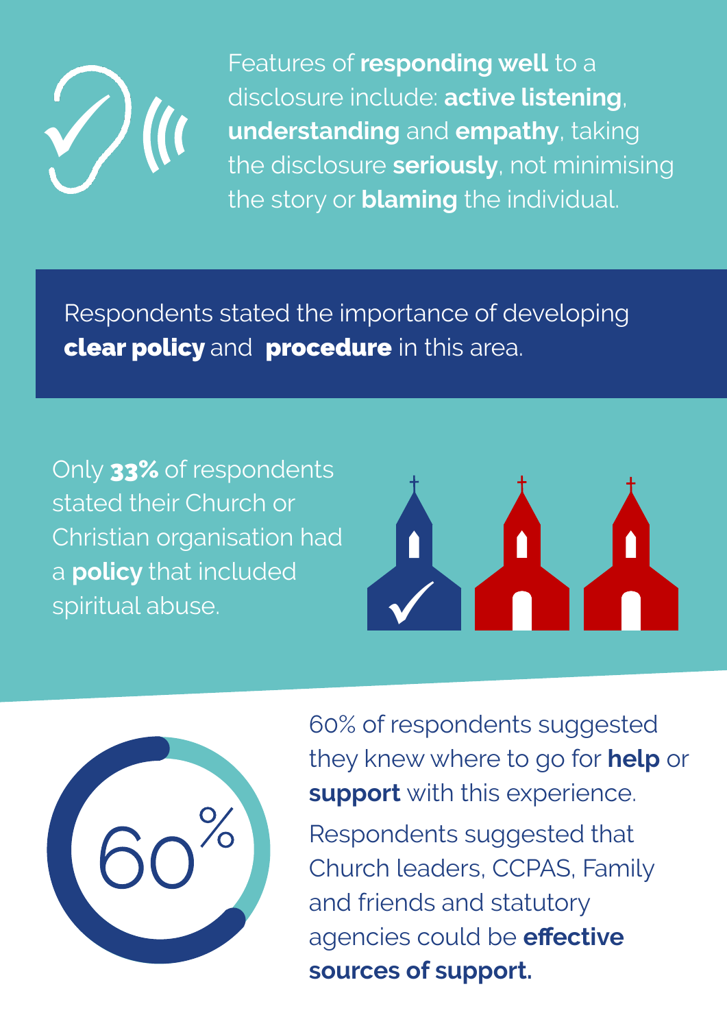Features of **responding well** to a disclosure include: **active listening**, **understanding** and **empathy**, taking the disclosure **seriously**, not minimising the story or **blaming** the individual.

Respondents stated the importance of developing **clear policy** and **procedure** in this area.

Only **33%** of respondents stated their Church or Christian organisation had a **policy** that included spiritual abuse.

60%

60% of respondents suggested they knew where to go for **help** or **support** with this experience.

Respondents suggested that Church leaders, CCPAS, Family and friends and statutory agencies could be **effective sources of support.**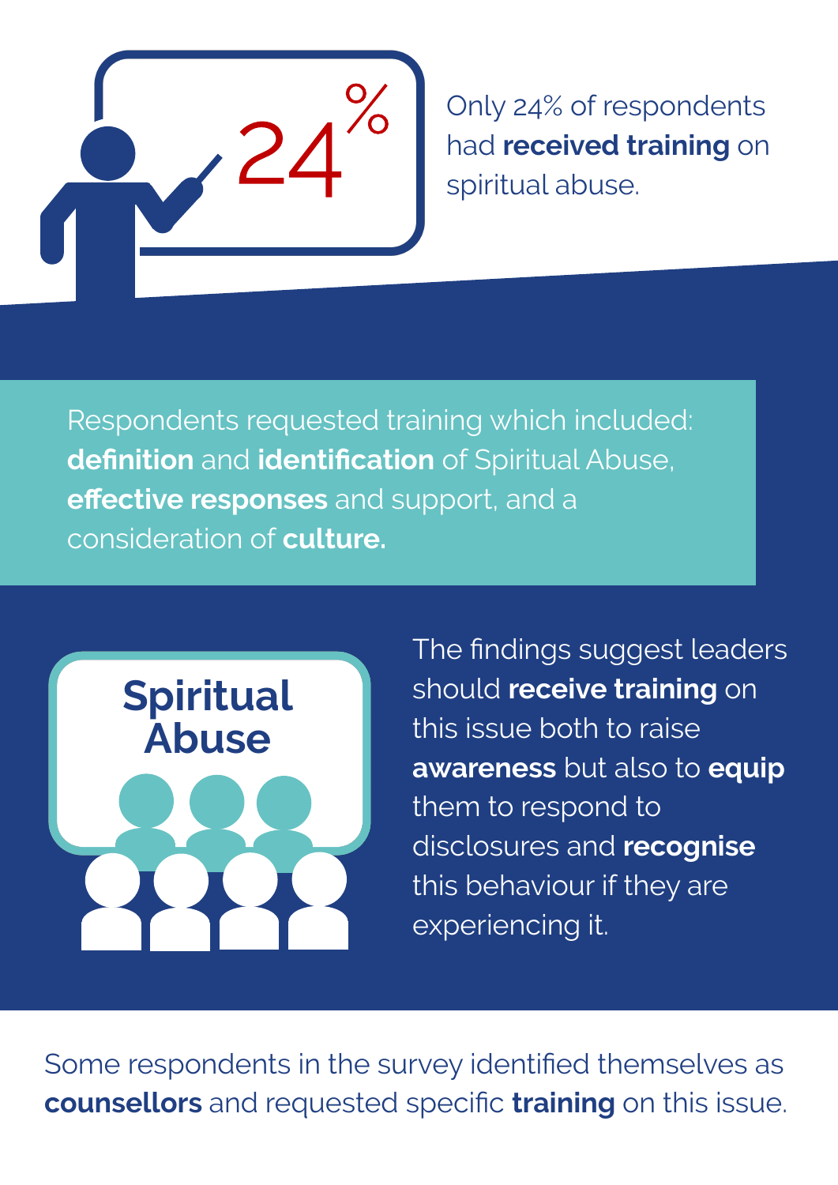24%

Only 24% of respondents had **received training** on spiritual abuse.

Respondents requested training which included: **definition** and **identification** of Spiritual Abuse, **effective responses** and support, and a consideration of **culture.**

Spiritual Abuse

The findings suggest leaders should **receive training** on this issue both to raise **awareness** but also to **equip** them to respond to disclosures and **recognise** this behaviour if they are experiencing it.

Some respondents in the survey identified themselves as **counsellors** and requested specific **training** on this issue.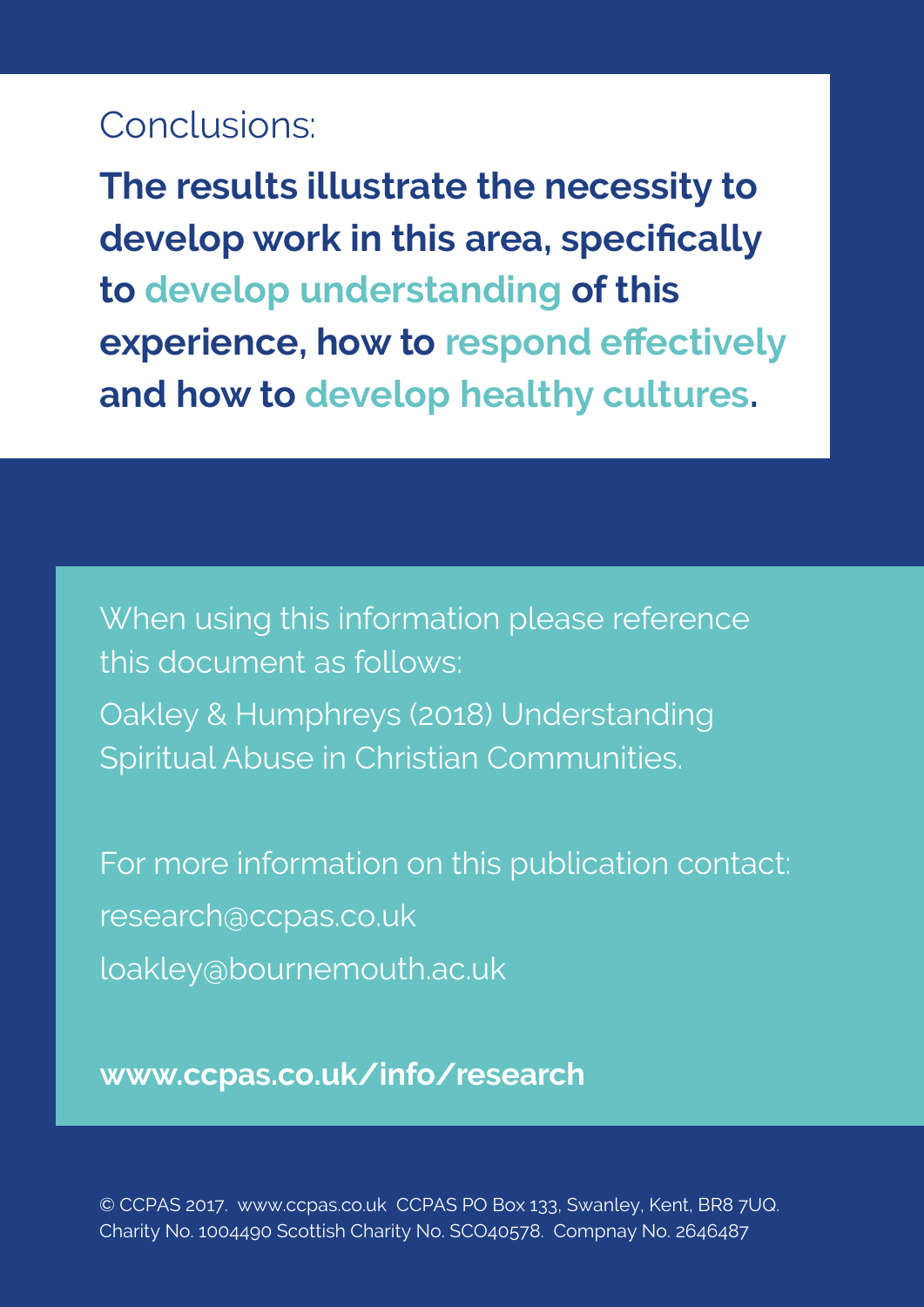## Conclusions:

**The results illustrate the necessity to develop work in this area, specifically to develop understanding of this experience, how to respond effectively and how to develop healthy cultures.**

When using this information please reference this document as follows:

Oakley & Humphreys (2018) Understanding Spiritual Abuse in Christian Communities.

For more information on this publication contact:

research@ccpas.co.uk

loakley@bournemouth.ac.uk

**www.ccpas.co.uk/info/research**

© CCPAS 2017. www.ccpas.co.uk CCPAS PO Box 133, Swanley, Kent, BR8 7UQ. Charity No. 1004490 Scottish Charity No. SCO40578. Compnay No. 2646487